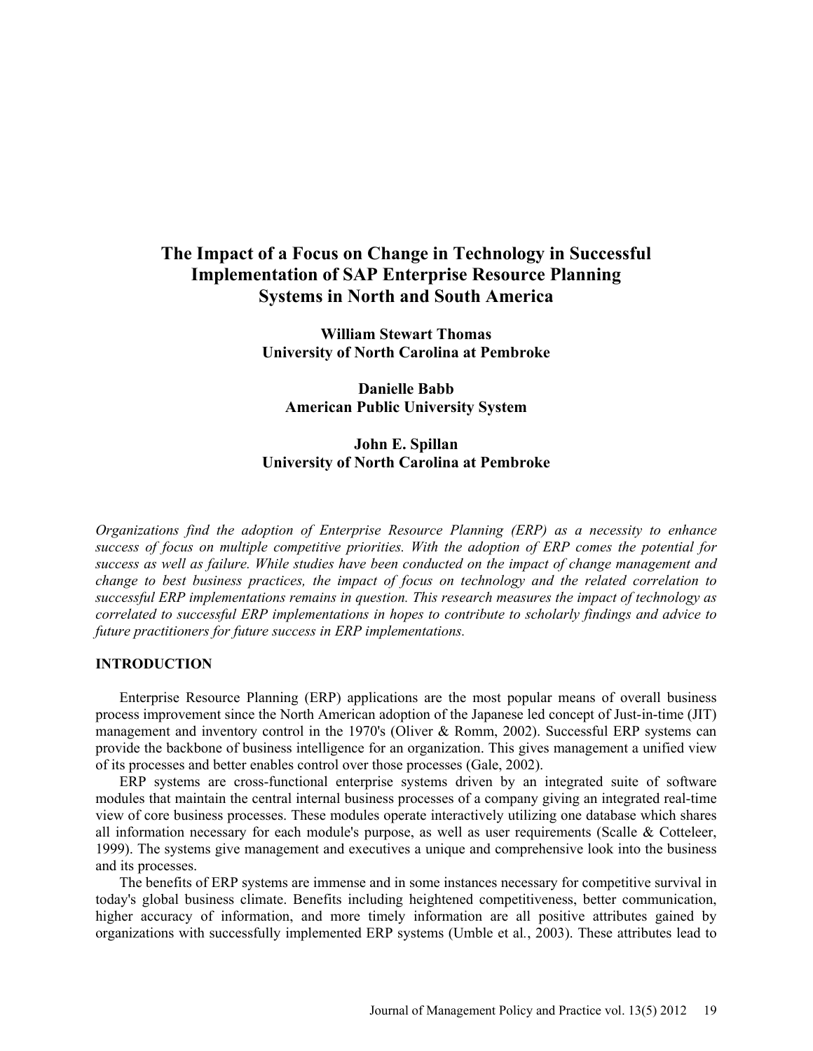# The Impact of a Focus on Change in Technology in Successful Implementation of SAP Enterprise Resource Planning Systems in North and South America

**William Stewart Thomas**
**University of North Carolina at Pembroke**

**Danielle Babb**
**American Public University System**

**John E. Spillan**
**University of North Carolina at Pembroke**

*Organizations find the adoption of Enterprise Resource Planning (ERP) as a necessity to enhance success of focus on multiple competitive priorities. With the adoption of ERP comes the potential for success as well as failure. While studies have been conducted on the impact of change management and change to best business practices, the impact of focus on technology and the related correlation to successful ERP implementations remains in question. This research measures the impact of technology as correlated to successful ERP implementations in hopes to contribute to scholarly findings and advice to future practitioners for future success in ERP implementations.*

## INTRODUCTION

Enterprise Resource Planning (ERP) applications are the most popular means of overall business process improvement since the North American adoption of the Japanese led concept of Just-in-time (JIT) management and inventory control in the 1970's (Oliver & Romm, 2002). Successful ERP systems can provide the backbone of business intelligence for an organization. This gives management a unified view of its processes and better enables control over those processes (Gale, 2002).

ERP systems are cross-functional enterprise systems driven by an integrated suite of software modules that maintain the central internal business processes of a company giving an integrated real-time view of core business processes. These modules operate interactively utilizing one database which shares all information necessary for each module's purpose, as well as user requirements (Scalle & Cotteleer, 1999). The systems give management and executives a unique and comprehensive look into the business and its processes.

The benefits of ERP systems are immense and in some instances necessary for competitive survival in today's global business climate. Benefits including heightened competitiveness, better communication, higher accuracy of information, and more timely information are all positive attributes gained by organizations with successfully implemented ERP systems (Umble et al., 2003). These attributes lead to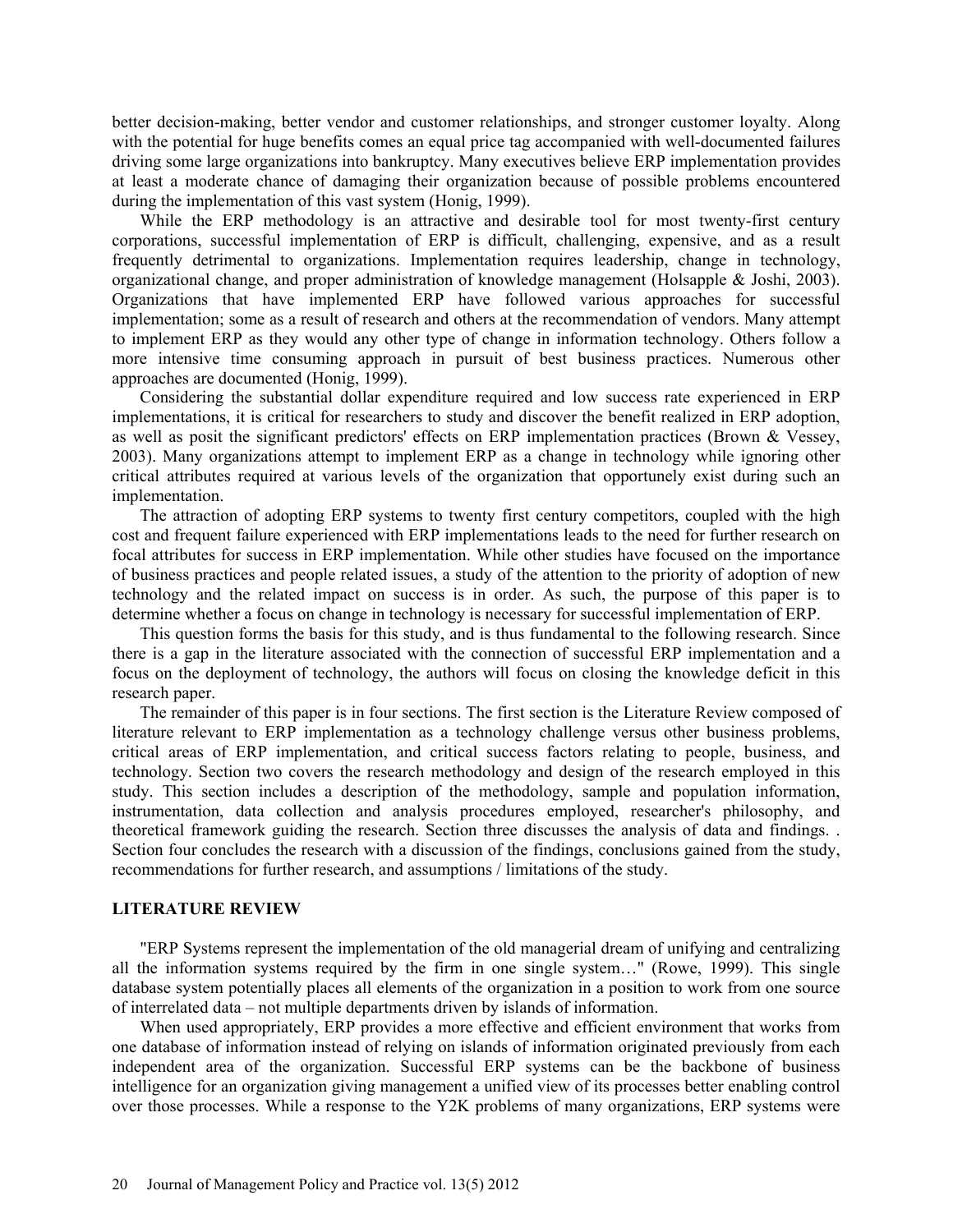better decision-making, better vendor and customer relationships, and stronger customer loyalty. Along with the potential for huge benefits comes an equal price tag accompanied with well-documented failures driving some large organizations into bankruptcy. Many executives believe ERP implementation provides at least a moderate chance of damaging their organization because of possible problems encountered during the implementation of this vast system (Honig, 1999).

While the ERP methodology is an attractive and desirable tool for most twenty-first century corporations, successful implementation of ERP is difficult, challenging, expensive, and as a result frequently detrimental to organizations. Implementation requires leadership, change in technology, organizational change, and proper administration of knowledge management (Holsapple & Joshi, 2003). Organizations that have implemented ERP have followed various approaches for successful implementation; some as a result of research and others at the recommendation of vendors. Many attempt to implement ERP as they would any other type of change in information technology. Others follow a more intensive time consuming approach in pursuit of best business practices. Numerous other approaches are documented (Honig, 1999).

Considering the substantial dollar expenditure required and low success rate experienced in ERP implementations, it is critical for researchers to study and discover the benefit realized in ERP adoption, as well as posit the significant predictors' effects on ERP implementation practices (Brown & Vessey, 2003). Many organizations attempt to implement ERP as a change in technology while ignoring other critical attributes required at various levels of the organization that opportunely exist during such an implementation.

The attraction of adopting ERP systems to twenty first century competitors, coupled with the high cost and frequent failure experienced with ERP implementations leads to the need for further research on focal attributes for success in ERP implementation. While other studies have focused on the importance of business practices and people related issues, a study of the attention to the priority of adoption of new technology and the related impact on success is in order. As such, the purpose of this paper is to determine whether a focus on change in technology is necessary for successful implementation of ERP.

This question forms the basis for this study, and is thus fundamental to the following research. Since there is a gap in the literature associated with the connection of successful ERP implementation and a focus on the deployment of technology, the authors will focus on closing the knowledge deficit in this research paper.

The remainder of this paper is in four sections. The first section is the Literature Review composed of literature relevant to ERP implementation as a technology challenge versus other business problems, critical areas of ERP implementation, and critical success factors relating to people, business, and technology. Section two covers the research methodology and design of the research employed in this study. This section includes a description of the methodology, sample and population information, instrumentation, data collection and analysis procedures employed, researcher's philosophy, and theoretical framework guiding the research. Section three discusses the analysis of data and findings. . Section four concludes the research with a discussion of the findings, conclusions gained from the study, recommendations for further research, and assumptions / limitations of the study.

## LITERATURE REVIEW

"ERP Systems represent the implementation of the old managerial dream of unifying and centralizing all the information systems required by the firm in one single system…" (Rowe, 1999). This single database system potentially places all elements of the organization in a position to work from one source of interrelated data – not multiple departments driven by islands of information.

When used appropriately, ERP provides a more effective and efficient environment that works from one database of information instead of relying on islands of information originated previously from each independent area of the organization. Successful ERP systems can be the backbone of business intelligence for an organization giving management a unified view of its processes better enabling control over those processes. While a response to the Y2K problems of many organizations, ERP systems were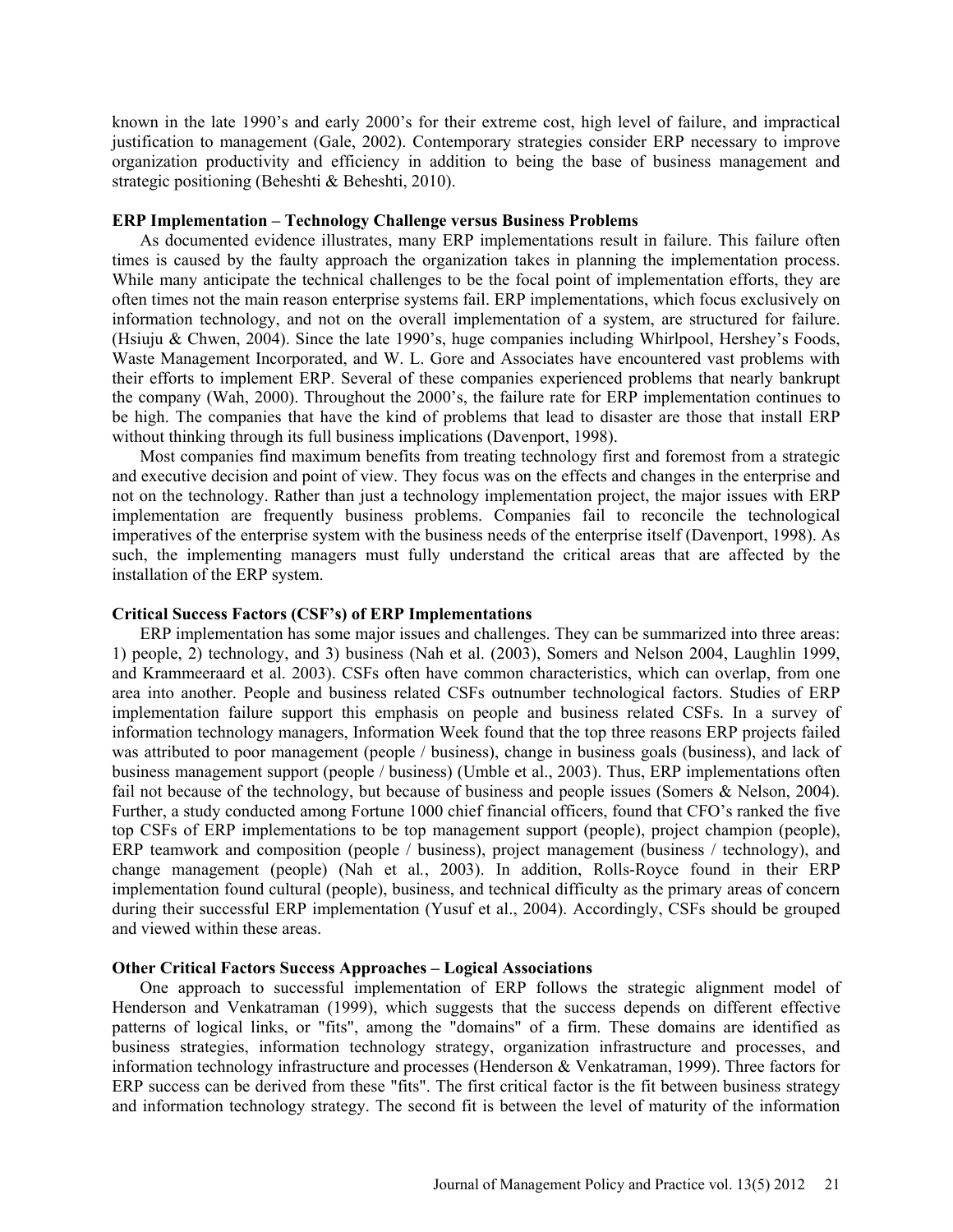known in the late 1990's and early 2000's for their extreme cost, high level of failure, and impractical justification to management (Gale, 2002). Contemporary strategies consider ERP necessary to improve organization productivity and efficiency in addition to being the base of business management and strategic positioning (Beheshti & Beheshti, 2010).

**ERP Implementation – Technology Challenge versus Business Problems**

As documented evidence illustrates, many ERP implementations result in failure. This failure often times is caused by the faulty approach the organization takes in planning the implementation process. While many anticipate the technical challenges to be the focal point of implementation efforts, they are often times not the main reason enterprise systems fail. ERP implementations, which focus exclusively on information technology, and not on the overall implementation of a system, are structured for failure. (Hsiuju & Chwen, 2004). Since the late 1990's, huge companies including Whirlpool, Hershey's Foods, Waste Management Incorporated, and W. L. Gore and Associates have encountered vast problems with their efforts to implement ERP. Several of these companies experienced problems that nearly bankrupt the company (Wah, 2000). Throughout the 2000's, the failure rate for ERP implementation continues to be high. The companies that have the kind of problems that lead to disaster are those that install ERP without thinking through its full business implications (Davenport, 1998).

Most companies find maximum benefits from treating technology first and foremost from a strategic and executive decision and point of view. They focus was on the effects and changes in the enterprise and not on the technology. Rather than just a technology implementation project, the major issues with ERP implementation are frequently business problems. Companies fail to reconcile the technological imperatives of the enterprise system with the business needs of the enterprise itself (Davenport, 1998). As such, the implementing managers must fully understand the critical areas that are affected by the installation of the ERP system.

**Critical Success Factors (CSF's) of ERP Implementations**

ERP implementation has some major issues and challenges. They can be summarized into three areas: 1) people, 2) technology, and 3) business (Nah et al. (2003), Somers and Nelson 2004, Laughlin 1999, and Krammeeraard et al. 2003). CSFs often have common characteristics, which can overlap, from one area into another. People and business related CSFs outnumber technological factors. Studies of ERP implementation failure support this emphasis on people and business related CSFs. In a survey of information technology managers, Information Week found that the top three reasons ERP projects failed was attributed to poor management (people / business), change in business goals (business), and lack of business management support (people / business) (Umble et al., 2003). Thus, ERP implementations often fail not because of the technology, but because of business and people issues (Somers & Nelson, 2004). Further, a study conducted among Fortune 1000 chief financial officers, found that CFO's ranked the five top CSFs of ERP implementations to be top management support (people), project champion (people), ERP teamwork and composition (people / business), project management (business / technology), and change management (people) (Nah et al., 2003). In addition, Rolls-Royce found in their ERP implementation found cultural (people), business, and technical difficulty as the primary areas of concern during their successful ERP implementation (Yusuf et al., 2004). Accordingly, CSFs should be grouped and viewed within these areas.

**Other Critical Factors Success Approaches – Logical Associations**

One approach to successful implementation of ERP follows the strategic alignment model of Henderson and Venkatraman (1999), which suggests that the success depends on different effective patterns of logical links, or "fits", among the "domains" of a firm. These domains are identified as business strategies, information technology strategy, organization infrastructure and processes, and information technology infrastructure and processes (Henderson & Venkatraman, 1999). Three factors for ERP success can be derived from these "fits". The first critical factor is the fit between business strategy and information technology strategy. The second fit is between the level of maturity of the information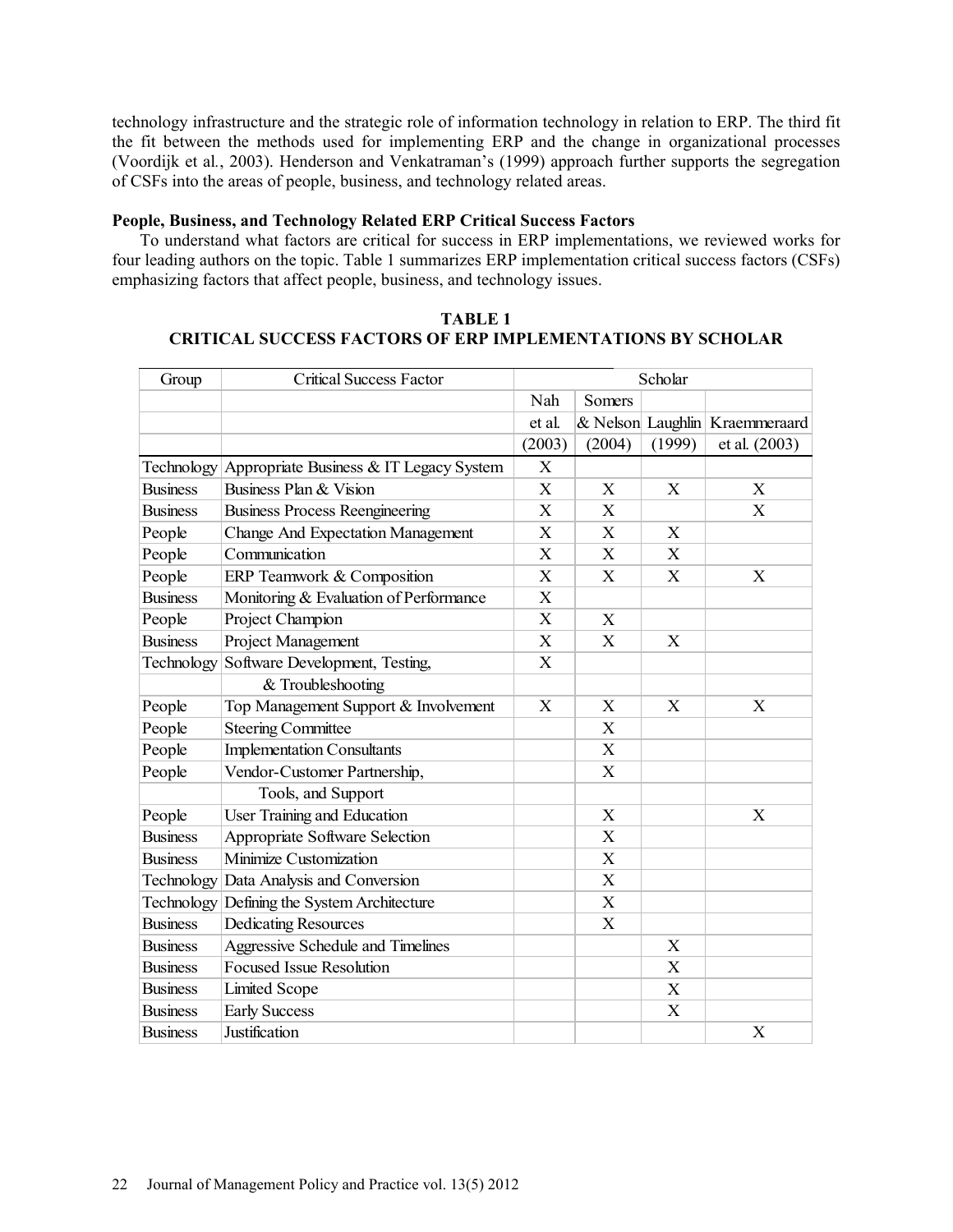technology infrastructure and the strategic role of information technology in relation to ERP. The third fit the fit between the methods used for implementing ERP and the change in organizational processes (Voordijk et al., 2003). Henderson and Venkatraman's (1999) approach further supports the segregation of CSFs into the areas of people, business, and technology related areas.

**People, Business, and Technology Related ERP Critical Success Factors**

To understand what factors are critical for success in ERP implementations, we reviewed works for four leading authors on the topic. Table 1 summarizes ERP implementation critical success factors (CSFs) emphasizing factors that affect people, business, and technology issues.

**TABLE 1**
**CRITICAL SUCCESS FACTORS OF ERP IMPLEMENTATIONS BY SCHOLAR**

| Group | Critical Success Factor | Scholar | | | |
|---|---|---|---|---|---|
| | | Nah et al. (2003) | Somers & Nelson (2004) | Laughlin (1999) | Kraemmeraard et al. (2003) |
| Technology | Appropriate Business & IT Legacy System | X | | | |
| Business | Business Plan & Vision | X | X | X | X |
| Business | Business Process Reengineering | X | X | | X |
| People | Change And Expectation Management | X | X | X | |
| People | Communication | X | X | X | |
| People | ERP Teamwork & Composition | X | X | X | X |
| Business | Monitoring & Evaluation of Performance | X | | | |
| People | Project Champion | X | X | | |
| Business | Project Management | X | X | X | |
| Technology | Software Development, Testing, & Troubleshooting | X | | | |
| People | Top Management Support & Involvement | X | X | X | X |
| People | Steering Committee | | X | | |
| People | Implementation Consultants | | X | | |
| People | Vendor-Customer Partnership, Tools, and Support | | X | | |
| People | User Training and Education | | X | | X |
| Business | Appropriate Software Selection | | X | | |
| Business | Minimize Customization | | X | | |
| Technology | Data Analysis and Conversion | | X | | |
| Technology | Defining the System Architecture | | X | | |
| Business | Dedicating Resources | | X | | |
| Business | Aggressive Schedule and Timelines | | | X | |
| Business | Focused Issue Resolution | | | X | |
| Business | Limited Scope | | | X | |
| Business | Early Success | | | X | |
| Business | Justification | | | | X |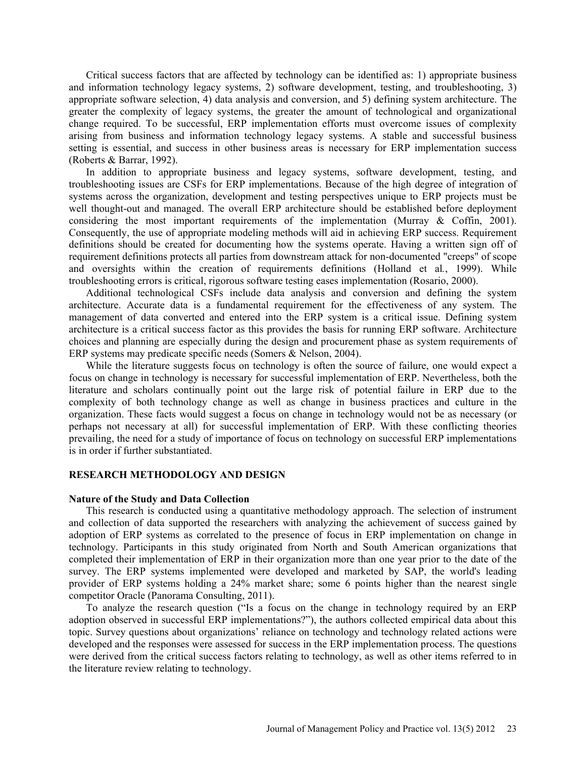Critical success factors that are affected by technology can be identified as: 1) appropriate business and information technology legacy systems, 2) software development, testing, and troubleshooting, 3) appropriate software selection, 4) data analysis and conversion, and 5) defining system architecture. The greater the complexity of legacy systems, the greater the amount of technological and organizational change required. To be successful, ERP implementation efforts must overcome issues of complexity arising from business and information technology legacy systems. A stable and successful business setting is essential, and success in other business areas is necessary for ERP implementation success (Roberts & Barrar, 1992).

In addition to appropriate business and legacy systems, software development, testing, and troubleshooting issues are CSFs for ERP implementations. Because of the high degree of integration of systems across the organization, development and testing perspectives unique to ERP projects must be well thought-out and managed. The overall ERP architecture should be established before deployment considering the most important requirements of the implementation (Murray & Coffin, 2001). Consequently, the use of appropriate modeling methods will aid in achieving ERP success. Requirement definitions should be created for documenting how the systems operate. Having a written sign off of requirement definitions protects all parties from downstream attack for non-documented "creeps" of scope and oversights within the creation of requirements definitions (Holland et al., 1999). While troubleshooting errors is critical, rigorous software testing eases implementation (Rosario, 2000).

Additional technological CSFs include data analysis and conversion and defining the system architecture. Accurate data is a fundamental requirement for the effectiveness of any system. The management of data converted and entered into the ERP system is a critical issue. Defining system architecture is a critical success factor as this provides the basis for running ERP software. Architecture choices and planning are especially during the design and procurement phase as system requirements of ERP systems may predicate specific needs (Somers & Nelson, 2004).

While the literature suggests focus on technology is often the source of failure, one would expect a focus on change in technology is necessary for successful implementation of ERP. Nevertheless, both the literature and scholars continually point out the large risk of potential failure in ERP due to the complexity of both technology change as well as change in business practices and culture in the organization. These facts would suggest a focus on change in technology would not be as necessary (or perhaps not necessary at all) for successful implementation of ERP. With these conflicting theories prevailing, the need for a study of importance of focus on technology on successful ERP implementations is in order if further substantiated.

## RESEARCH METHODOLOGY AND DESIGN

### Nature of the Study and Data Collection

This research is conducted using a quantitative methodology approach. The selection of instrument and collection of data supported the researchers with analyzing the achievement of success gained by adoption of ERP systems as correlated to the presence of focus in ERP implementation on change in technology. Participants in this study originated from North and South American organizations that completed their implementation of ERP in their organization more than one year prior to the date of the survey. The ERP systems implemented were developed and marketed by SAP, the world's leading provider of ERP systems holding a 24% market share; some 6 points higher than the nearest single competitor Oracle (Panorama Consulting, 2011).

To analyze the research question ("Is a focus on the change in technology required by an ERP adoption observed in successful ERP implementations?"), the authors collected empirical data about this topic. Survey questions about organizations' reliance on technology and technology related actions were developed and the responses were assessed for success in the ERP implementation process. The questions were derived from the critical success factors relating to technology, as well as other items referred to in the literature review relating to technology.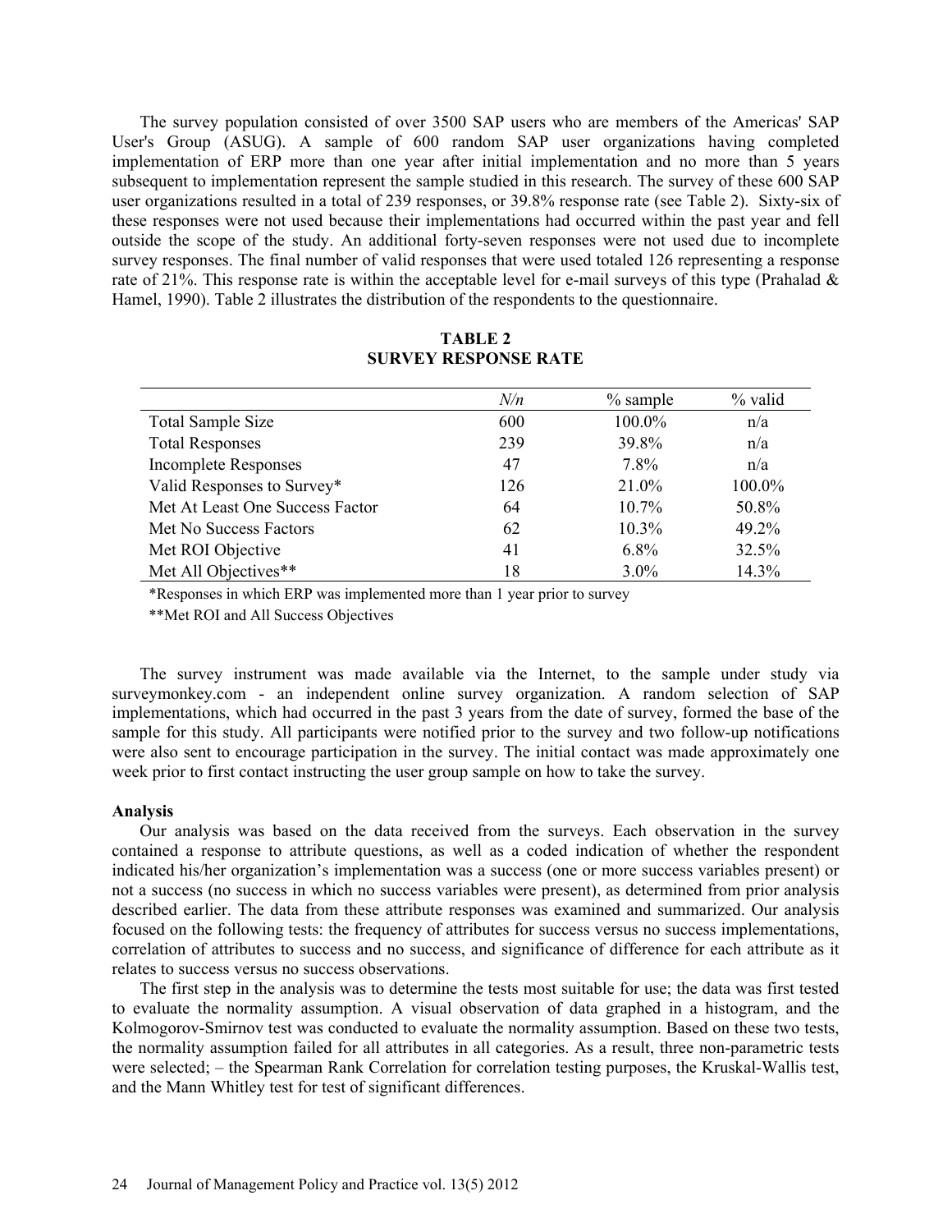The survey population consisted of over 3500 SAP users who are members of the Americas' SAP User's Group (ASUG). A sample of 600 random SAP user organizations having completed implementation of ERP more than one year after initial implementation and no more than 5 years subsequent to implementation represent the sample studied in this research. The survey of these 600 SAP user organizations resulted in a total of 239 responses, or 39.8% response rate (see Table 2). Sixty-six of these responses were not used because their implementations had occurred within the past year and fell outside the scope of the study. An additional forty-seven responses were not used due to incomplete survey responses. The final number of valid responses that were used totaled 126 representing a response rate of 21%. This response rate is within the acceptable level for e-mail surveys of this type (Prahalad & Hamel, 1990). Table 2 illustrates the distribution of the respondents to the questionnaire.

**TABLE 2**
**SURVEY RESPONSE RATE**

| | *N/n* | % sample | % valid |
|---|---|---|---|
| Total Sample Size | 600 | 100.0% | n/a |
| Total Responses | 239 | 39.8% | n/a |
| Incomplete Responses | 47 | 7.8% | n/a |
| Valid Responses to Survey* | 126 | 21.0% | 100.0% |
| Met At Least One Success Factor | 64 | 10.7% | 50.8% |
| Met No Success Factors | 62 | 10.3% | 49.2% |
| Met ROI Objective | 41 | 6.8% | 32.5% |
| Met All Objectives** | 18 | 3.0% | 14.3% |

*Responses in which ERP was implemented more than 1 year prior to survey

**Met ROI and All Success Objectives

The survey instrument was made available via the Internet, to the sample under study via surveymonkey.com - an independent online survey organization. A random selection of SAP implementations, which had occurred in the past 3 years from the date of survey, formed the base of the sample for this study. All participants were notified prior to the survey and two follow-up notifications were also sent to encourage participation in the survey. The initial contact was made approximately one week prior to first contact instructing the user group sample on how to take the survey.

**Analysis**

Our analysis was based on the data received from the surveys. Each observation in the survey contained a response to attribute questions, as well as a coded indication of whether the respondent indicated his/her organization's implementation was a success (one or more success variables present) or not a success (no success in which no success variables were present), as determined from prior analysis described earlier. The data from these attribute responses was examined and summarized. Our analysis focused on the following tests: the frequency of attributes for success versus no success implementations, correlation of attributes to success and no success, and significance of difference for each attribute as it relates to success versus no success observations.

The first step in the analysis was to determine the tests most suitable for use; the data was first tested to evaluate the normality assumption. A visual observation of data graphed in a histogram, and the Kolmogorov-Smirnov test was conducted to evaluate the normality assumption. Based on these two tests, the normality assumption failed for all attributes in all categories. As a result, three non-parametric tests were selected; – the Spearman Rank Correlation for correlation testing purposes, the Kruskal-Wallis test, and the Mann Whitley test for test of significant differences.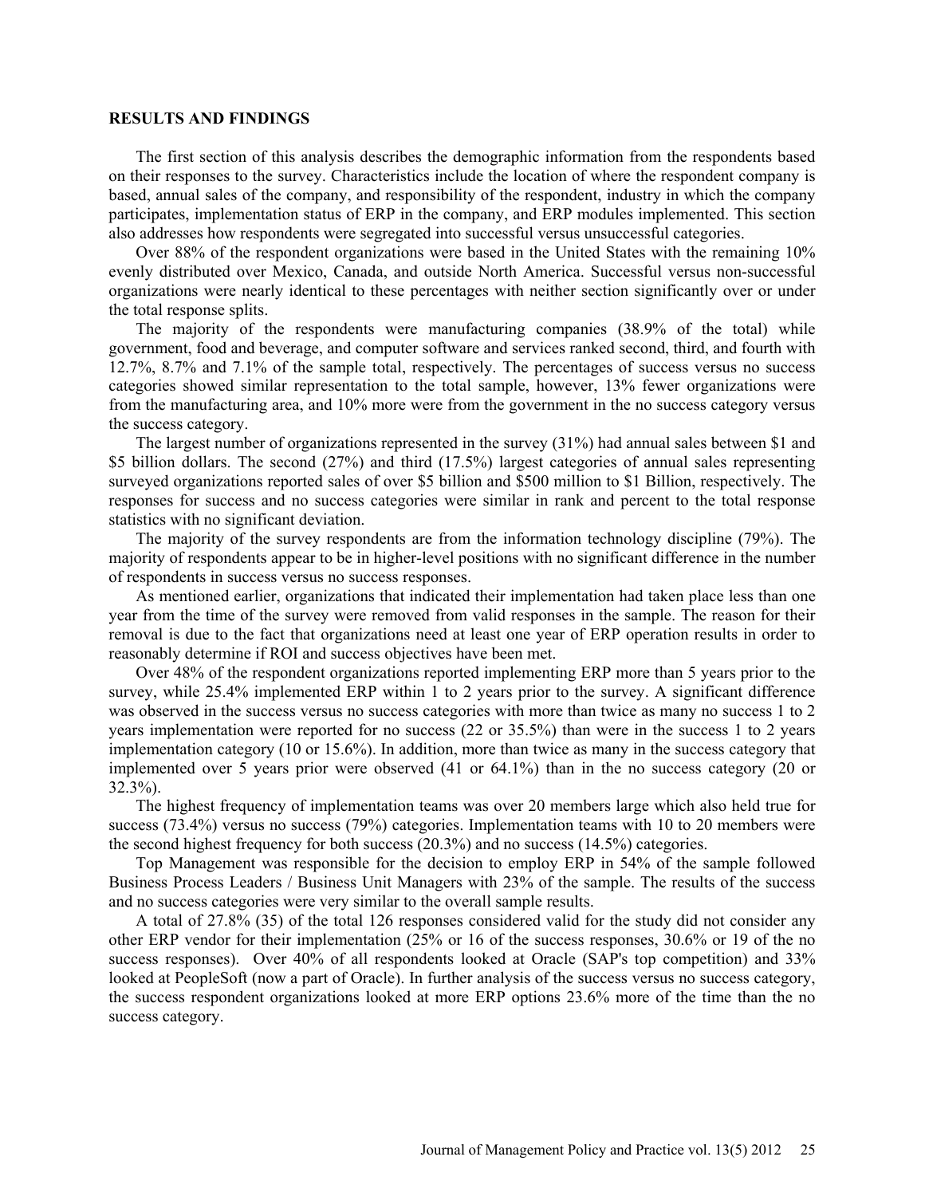## RESULTS AND FINDINGS

The first section of this analysis describes the demographic information from the respondents based on their responses to the survey. Characteristics include the location of where the respondent company is based, annual sales of the company, and responsibility of the respondent, industry in which the company participates, implementation status of ERP in the company, and ERP modules implemented. This section also addresses how respondents were segregated into successful versus unsuccessful categories.

Over 88% of the respondent organizations were based in the United States with the remaining 10% evenly distributed over Mexico, Canada, and outside North America. Successful versus non-successful organizations were nearly identical to these percentages with neither section significantly over or under the total response splits.

The majority of the respondents were manufacturing companies (38.9% of the total) while government, food and beverage, and computer software and services ranked second, third, and fourth with 12.7%, 8.7% and 7.1% of the sample total, respectively. The percentages of success versus no success categories showed similar representation to the total sample, however, 13% fewer organizations were from the manufacturing area, and 10% more were from the government in the no success category versus the success category.

The largest number of organizations represented in the survey (31%) had annual sales between $1 and $5 billion dollars. The second (27%) and third (17.5%) largest categories of annual sales representing surveyed organizations reported sales of over $5 billion and $500 million to $1 Billion, respectively. The responses for success and no success categories were similar in rank and percent to the total response statistics with no significant deviation.

The majority of the survey respondents are from the information technology discipline (79%). The majority of respondents appear to be in higher-level positions with no significant difference in the number of respondents in success versus no success responses.

As mentioned earlier, organizations that indicated their implementation had taken place less than one year from the time of the survey were removed from valid responses in the sample. The reason for their removal is due to the fact that organizations need at least one year of ERP operation results in order to reasonably determine if ROI and success objectives have been met.

Over 48% of the respondent organizations reported implementing ERP more than 5 years prior to the survey, while 25.4% implemented ERP within 1 to 2 years prior to the survey. A significant difference was observed in the success versus no success categories with more than twice as many no success 1 to 2 years implementation were reported for no success (22 or 35.5%) than were in the success 1 to 2 years implementation category (10 or 15.6%). In addition, more than twice as many in the success category that implemented over 5 years prior were observed (41 or 64.1%) than in the no success category (20 or 32.3%).

The highest frequency of implementation teams was over 20 members large which also held true for success (73.4%) versus no success (79%) categories. Implementation teams with 10 to 20 members were the second highest frequency for both success (20.3%) and no success (14.5%) categories.

Top Management was responsible for the decision to employ ERP in 54% of the sample followed Business Process Leaders / Business Unit Managers with 23% of the sample. The results of the success and no success categories were very similar to the overall sample results.

A total of 27.8% (35) of the total 126 responses considered valid for the study did not consider any other ERP vendor for their implementation (25% or 16 of the success responses, 30.6% or 19 of the no success responses). Over 40% of all respondents looked at Oracle (SAP's top competition) and 33% looked at PeopleSoft (now a part of Oracle). In further analysis of the success versus no success category, the success respondent organizations looked at more ERP options 23.6% more of the time than the no success category.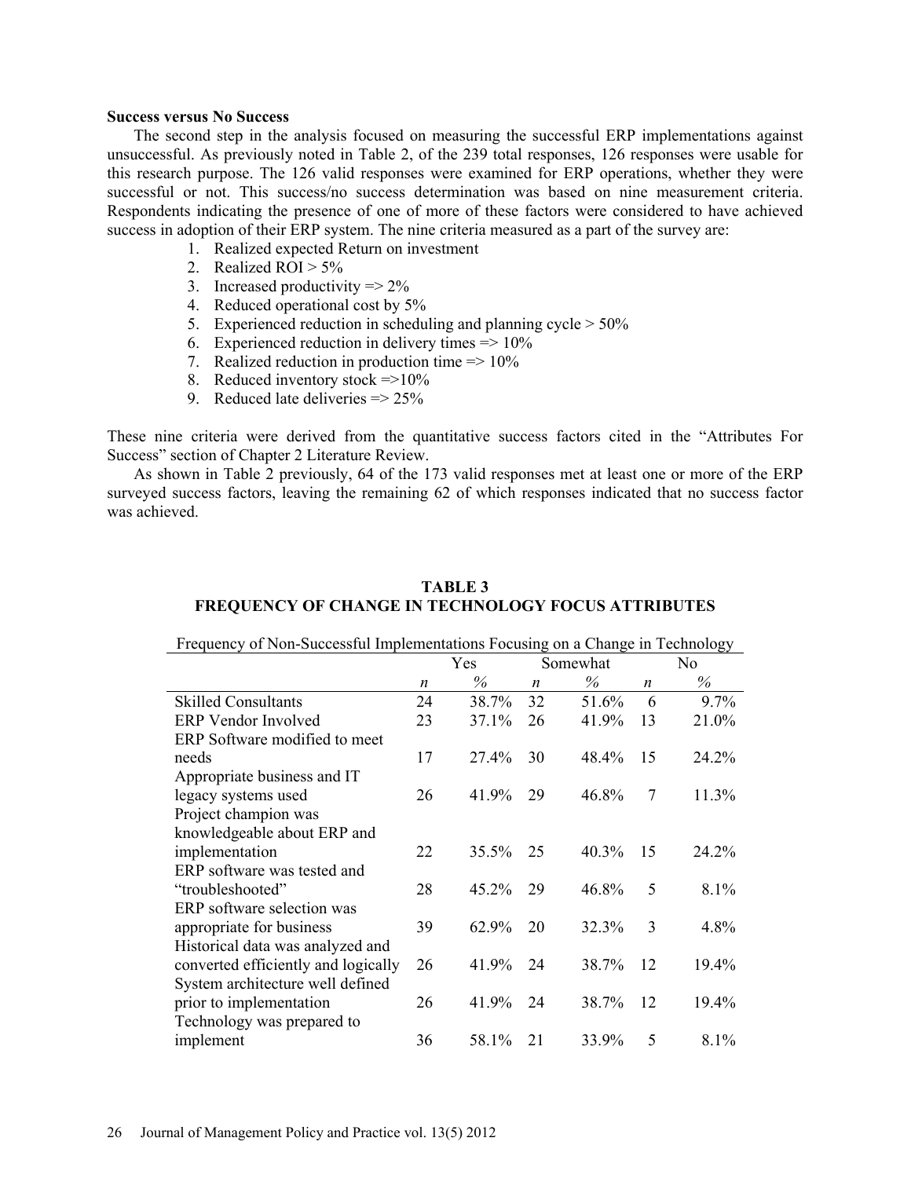**Success versus No Success**

The second step in the analysis focused on measuring the successful ERP implementations against unsuccessful. As previously noted in Table 2, of the 239 total responses, 126 responses were usable for this research purpose. The 126 valid responses were examined for ERP operations, whether they were successful or not. This success/no success determination was based on nine measurement criteria. Respondents indicating the presence of one of more of these factors were considered to have achieved success in adoption of their ERP system. The nine criteria measured as a part of the survey are:

1. Realized expected Return on investment
2. Realized ROI > 5%
3. Increased productivity => 2%
4. Reduced operational cost by 5%
5. Experienced reduction in scheduling and planning cycle > 50%
6. Experienced reduction in delivery times => 10%
7. Realized reduction in production time => 10%
8. Reduced inventory stock =>10%
9. Reduced late deliveries => 25%

These nine criteria were derived from the quantitative success factors cited in the "Attributes For Success" section of Chapter 2 Literature Review.

As shown in Table 2 previously, 64 of the 173 valid responses met at least one or more of the ERP surveyed success factors, leaving the remaining 62 of which responses indicated that no success factor was achieved.

**TABLE 3**
**FREQUENCY OF CHANGE IN TECHNOLOGY FOCUS ATTRIBUTES**

Frequency of Non-Successful Implementations Focusing on a Change in Technology

| | Yes | | Somewhat | | No | |
|---|---|---|---|---|---|---|
| | *n* | % | *n* | % | *n* | % |
| Skilled Consultants | 24 | 38.7% | 32 | 51.6% | 6 | 9.7% |
| ERP Vendor Involved | 23 | 37.1% | 26 | 41.9% | 13 | 21.0% |
| ERP Software modified to meet needs | 17 | 27.4% | 30 | 48.4% | 15 | 24.2% |
| Appropriate business and IT legacy systems used | 26 | 41.9% | 29 | 46.8% | 7 | 11.3% |
| Project champion was knowledgeable about ERP and implementation | 22 | 35.5% | 25 | 40.3% | 15 | 24.2% |
| ERP software was tested and "troubleshooted" | 28 | 45.2% | 29 | 46.8% | 5 | 8.1% |
| ERP software selection was appropriate for business | 39 | 62.9% | 20 | 32.3% | 3 | 4.8% |
| Historical data was analyzed and converted efficiently and logically | 26 | 41.9% | 24 | 38.7% | 12 | 19.4% |
| System architecture well defined prior to implementation | 26 | 41.9% | 24 | 38.7% | 12 | 19.4% |
| Technology was prepared to implement | 36 | 58.1% | 21 | 33.9% | 5 | 8.1% |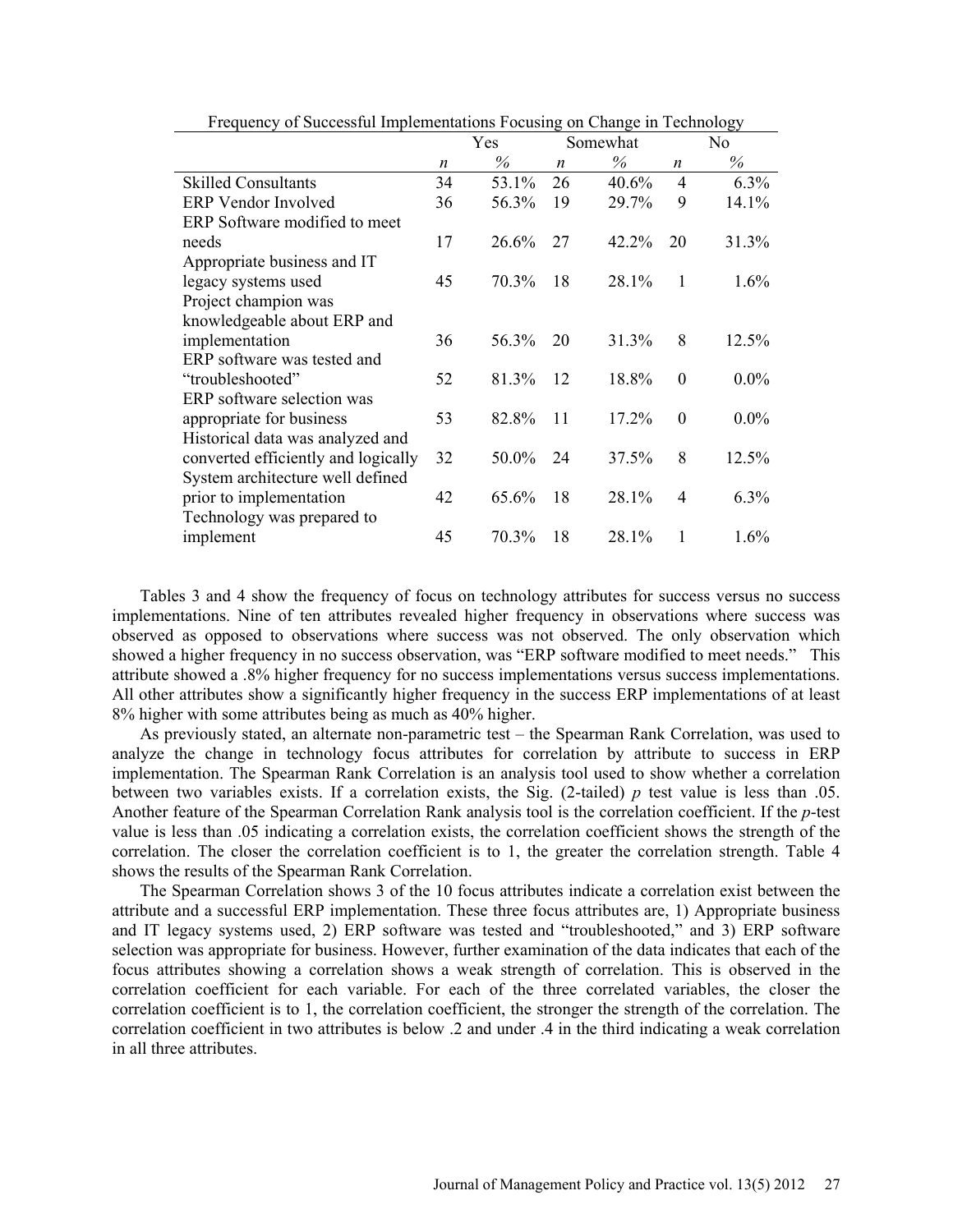Frequency of Successful Implementations Focusing on Change in Technology

| | Yes | | Somewhat | | No | |
|---|---|---|---|---|---|---|
| | *n* | *%* | *n* | *%* | *n* | *%* |
| Skilled Consultants | 34 | 53.1% | 26 | 40.6% | 4 | 6.3% |
| ERP Vendor Involved | 36 | 56.3% | 19 | 29.7% | 9 | 14.1% |
| ERP Software modified to meet needs | 17 | 26.6% | 27 | 42.2% | 20 | 31.3% |
| Appropriate business and IT legacy systems used | 45 | 70.3% | 18 | 28.1% | 1 | 1.6% |
| Project champion was knowledgeable about ERP and implementation | 36 | 56.3% | 20 | 31.3% | 8 | 12.5% |
| ERP software was tested and "troubleshooted" | 52 | 81.3% | 12 | 18.8% | 0 | 0.0% |
| ERP software selection was appropriate for business | 53 | 82.8% | 11 | 17.2% | 0 | 0.0% |
| Historical data was analyzed and converted efficiently and logically | 32 | 50.0% | 24 | 37.5% | 8 | 12.5% |
| System architecture well defined prior to implementation | 42 | 65.6% | 18 | 28.1% | 4 | 6.3% |
| Technology was prepared to implement | 45 | 70.3% | 18 | 28.1% | 1 | 1.6% |

Tables 3 and 4 show the frequency of focus on technology attributes for success versus no success implementations. Nine of ten attributes revealed higher frequency in observations where success was observed as opposed to observations where success was not observed. The only observation which showed a higher frequency in no success observation, was "ERP software modified to meet needs." This attribute showed a .8% higher frequency for no success implementations versus success implementations. All other attributes show a significantly higher frequency in the success ERP implementations of at least 8% higher with some attributes being as much as 40% higher.

As previously stated, an alternate non-parametric test – the Spearman Rank Correlation, was used to analyze the change in technology focus attributes for correlation by attribute to success in ERP implementation. The Spearman Rank Correlation is an analysis tool used to show whether a correlation between two variables exists. If a correlation exists, the Sig. (2-tailed) $p$ test value is less than .05. Another feature of the Spearman Correlation Rank analysis tool is the correlation coefficient. If the $p$-test value is less than .05 indicating a correlation exists, the correlation coefficient shows the strength of the correlation. The closer the correlation coefficient is to 1, the greater the correlation strength. Table 4 shows the results of the Spearman Rank Correlation.

The Spearman Correlation shows 3 of the 10 focus attributes indicate a correlation exist between the attribute and a successful ERP implementation. These three focus attributes are, 1) Appropriate business and IT legacy systems used, 2) ERP software was tested and "troubleshooted," and 3) ERP software selection was appropriate for business. However, further examination of the data indicates that each of the focus attributes showing a correlation shows a weak strength of correlation. This is observed in the correlation coefficient for each variable. For each of the three correlated variables, the closer the correlation coefficient is to 1, the correlation coefficient, the stronger the strength of the correlation. The correlation coefficient in two attributes is below .2 and under .4 in the third indicating a weak correlation in all three attributes.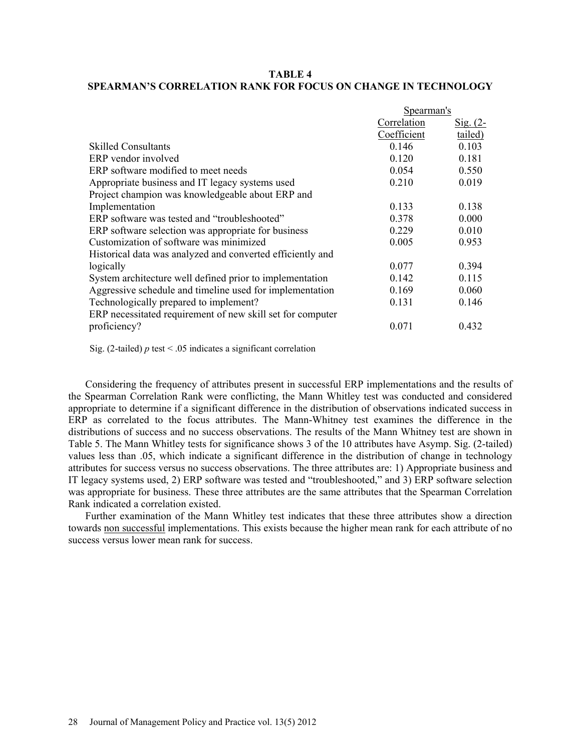**TABLE 4**
**SPEARMAN'S CORRELATION RANK FOR FOCUS ON CHANGE IN TECHNOLOGY**

| | Spearman's | |
|---|---|---|
| | Correlation Coefficient | Sig. (2-tailed) |
| Skilled Consultants | 0.146 | 0.103 |
| ERP vendor involved | 0.120 | 0.181 |
| ERP software modified to meet needs | 0.054 | 0.550 |
| Appropriate business and IT legacy systems used | 0.210 | 0.019 |
| Project champion was knowledgeable about ERP and Implementation | 0.133 | 0.138 |
| ERP software was tested and "troubleshooted" | 0.378 | 0.000 |
| ERP software selection was appropriate for business | 0.229 | 0.010 |
| Customization of software was minimized | 0.005 | 0.953 |
| Historical data was analyzed and converted efficiently and logically | 0.077 | 0.394 |
| System architecture well defined prior to implementation | 0.142 | 0.115 |
| Aggressive schedule and timeline used for implementation | 0.169 | 0.060 |
| Technologically prepared to implement? | 0.131 | 0.146 |
| ERP necessitated requirement of new skill set for computer proficiency? | 0.071 | 0.432 |

Sig. (2-tailed) *p* test < .05 indicates a significant correlation

Considering the frequency of attributes present in successful ERP implementations and the results of the Spearman Correlation Rank were conflicting, the Mann Whitley test was conducted and considered appropriate to determine if a significant difference in the distribution of observations indicated success in ERP as correlated to the focus attributes. The Mann-Whitney test examines the difference in the distributions of success and no success observations. The results of the Mann Whitney test are shown in Table 5. The Mann Whitley tests for significance shows 3 of the 10 attributes have Asymp. Sig. (2-tailed) values less than .05, which indicate a significant difference in the distribution of change in technology attributes for success versus no success observations. The three attributes are: 1) Appropriate business and IT legacy systems used, 2) ERP software was tested and "troubleshooted," and 3) ERP software selection was appropriate for business. These three attributes are the same attributes that the Spearman Correlation Rank indicated a correlation existed.

Further examination of the Mann Whitley test indicates that these three attributes show a direction towards <u>non successful</u> implementations. This exists because the higher mean rank for each attribute of no success versus lower mean rank for success.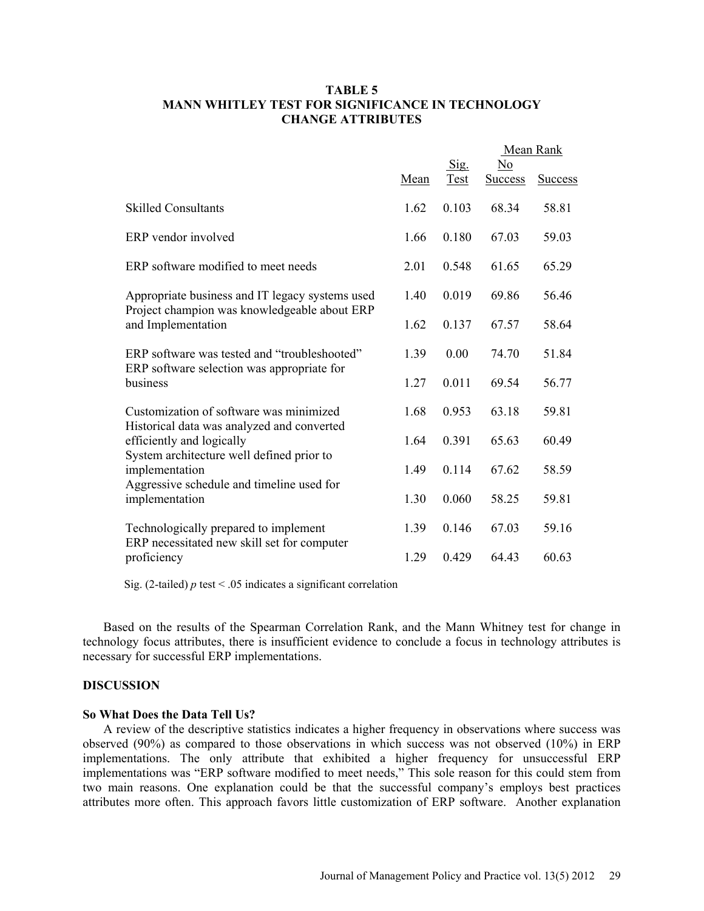**TABLE 5**
**MANN WHITLEY TEST FOR SIGNIFICANCE IN TECHNOLOGY CHANGE ATTRIBUTES**

| | Mean | Sig. Test | Mean Rank | |
|---|---|---|---|---|
| | | | No Success | Success |
| Skilled Consultants | 1.62 | 0.103 | 68.34 | 58.81 |
| ERP vendor involved | 1.66 | 0.180 | 67.03 | 59.03 |
| ERP software modified to meet needs | 2.01 | 0.548 | 61.65 | 65.29 |
| Appropriate business and IT legacy systems used | 1.40 | 0.019 | 69.86 | 56.46 |
| Project champion was knowledgeable about ERP and Implementation | 1.62 | 0.137 | 67.57 | 58.64 |
| ERP software was tested and "troubleshooted" | 1.39 | 0.00 | 74.70 | 51.84 |
| ERP software selection was appropriate for business | 1.27 | 0.011 | 69.54 | 56.77 |
| Customization of software was minimized | 1.68 | 0.953 | 63.18 | 59.81 |
| Historical data was analyzed and converted efficiently and logically | 1.64 | 0.391 | 65.63 | 60.49 |
| System architecture well defined prior to implementation | 1.49 | 0.114 | 67.62 | 58.59 |
| Aggressive schedule and timeline used for implementation | 1.30 | 0.060 | 58.25 | 59.81 |
| Technologically prepared to implement | 1.39 | 0.146 | 67.03 | 59.16 |
| ERP necessitated new skill set for computer proficiency | 1.29 | 0.429 | 64.43 | 60.63 |

Sig. (2-tailed) $p$ test < .05 indicates a significant correlation

Based on the results of the Spearman Correlation Rank, and the Mann Whitney test for change in technology focus attributes, there is insufficient evidence to conclude a focus in technology attributes is necessary for successful ERP implementations.

## DISCUSSION

### So What Does the Data Tell Us?

A review of the descriptive statistics indicates a higher frequency in observations where success was observed (90%) as compared to those observations in which success was not observed (10%) in ERP implementations. The only attribute that exhibited a higher frequency for unsuccessful ERP implementations was "ERP software modified to meet needs," This sole reason for this could stem from two main reasons. One explanation could be that the successful company's employs best practices attributes more often. This approach favors little customization of ERP software. Another explanation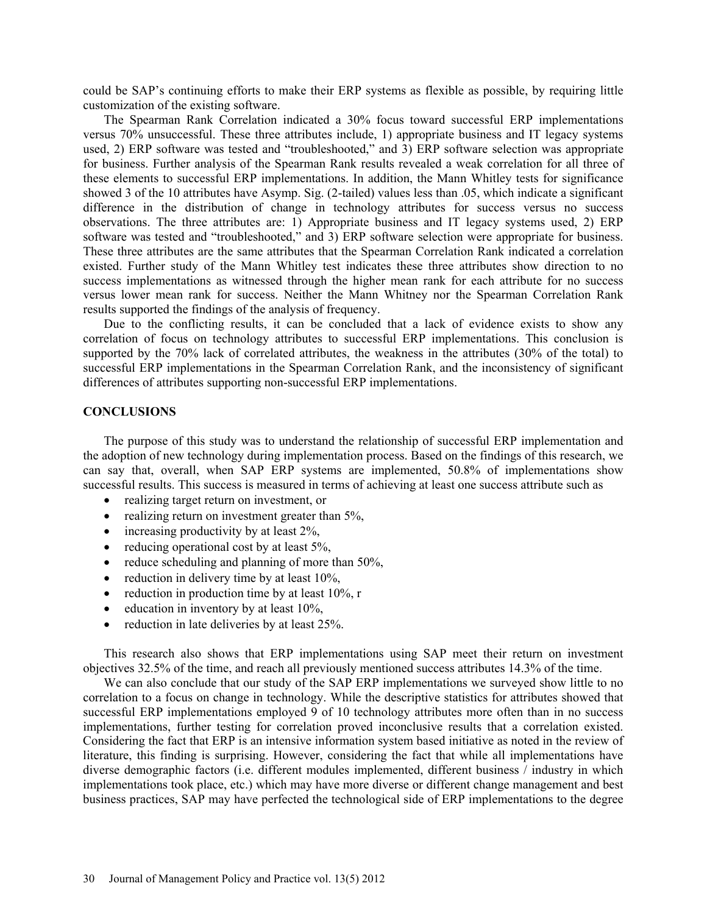could be SAP's continuing efforts to make their ERP systems as flexible as possible, by requiring little customization of the existing software.

The Spearman Rank Correlation indicated a 30% focus toward successful ERP implementations versus 70% unsuccessful. These three attributes include, 1) appropriate business and IT legacy systems used, 2) ERP software was tested and "troubleshooted," and 3) ERP software selection was appropriate for business. Further analysis of the Spearman Rank results revealed a weak correlation for all three of these elements to successful ERP implementations. In addition, the Mann Whitley tests for significance showed 3 of the 10 attributes have Asymp. Sig. (2-tailed) values less than .05, which indicate a significant difference in the distribution of change in technology attributes for success versus no success observations. The three attributes are: 1) Appropriate business and IT legacy systems used, 2) ERP software was tested and "troubleshooted," and 3) ERP software selection were appropriate for business. These three attributes are the same attributes that the Spearman Correlation Rank indicated a correlation existed. Further study of the Mann Whitley test indicates these three attributes show direction to no success implementations as witnessed through the higher mean rank for each attribute for no success versus lower mean rank for success. Neither the Mann Whitney nor the Spearman Correlation Rank results supported the findings of the analysis of frequency.

Due to the conflicting results, it can be concluded that a lack of evidence exists to show any correlation of focus on technology attributes to successful ERP implementations. This conclusion is supported by the 70% lack of correlated attributes, the weakness in the attributes (30% of the total) to successful ERP implementations in the Spearman Correlation Rank, and the inconsistency of significant differences of attributes supporting non-successful ERP implementations.

## CONCLUSIONS

The purpose of this study was to understand the relationship of successful ERP implementation and the adoption of new technology during implementation process. Based on the findings of this research, we can say that, overall, when SAP ERP systems are implemented, 50.8% of implementations show successful results. This success is measured in terms of achieving at least one success attribute such as

- realizing target return on investment, or
- realizing return on investment greater than 5%,
- increasing productivity by at least 2%,
- reducing operational cost by at least 5%,
- reduce scheduling and planning of more than 50%,
- reduction in delivery time by at least 10%,
- reduction in production time by at least 10%, r
- education in inventory by at least 10%,
- reduction in late deliveries by at least 25%.

This research also shows that ERP implementations using SAP meet their return on investment objectives 32.5% of the time, and reach all previously mentioned success attributes 14.3% of the time.

We can also conclude that our study of the SAP ERP implementations we surveyed show little to no correlation to a focus on change in technology. While the descriptive statistics for attributes showed that successful ERP implementations employed 9 of 10 technology attributes more often than in no success implementations, further testing for correlation proved inconclusive results that a correlation existed. Considering the fact that ERP is an intensive information system based initiative as noted in the review of literature, this finding is surprising. However, considering the fact that while all implementations have diverse demographic factors (i.e. different modules implemented, different business / industry in which implementations took place, etc.) which may have more diverse or different change management and best business practices, SAP may have perfected the technological side of ERP implementations to the degree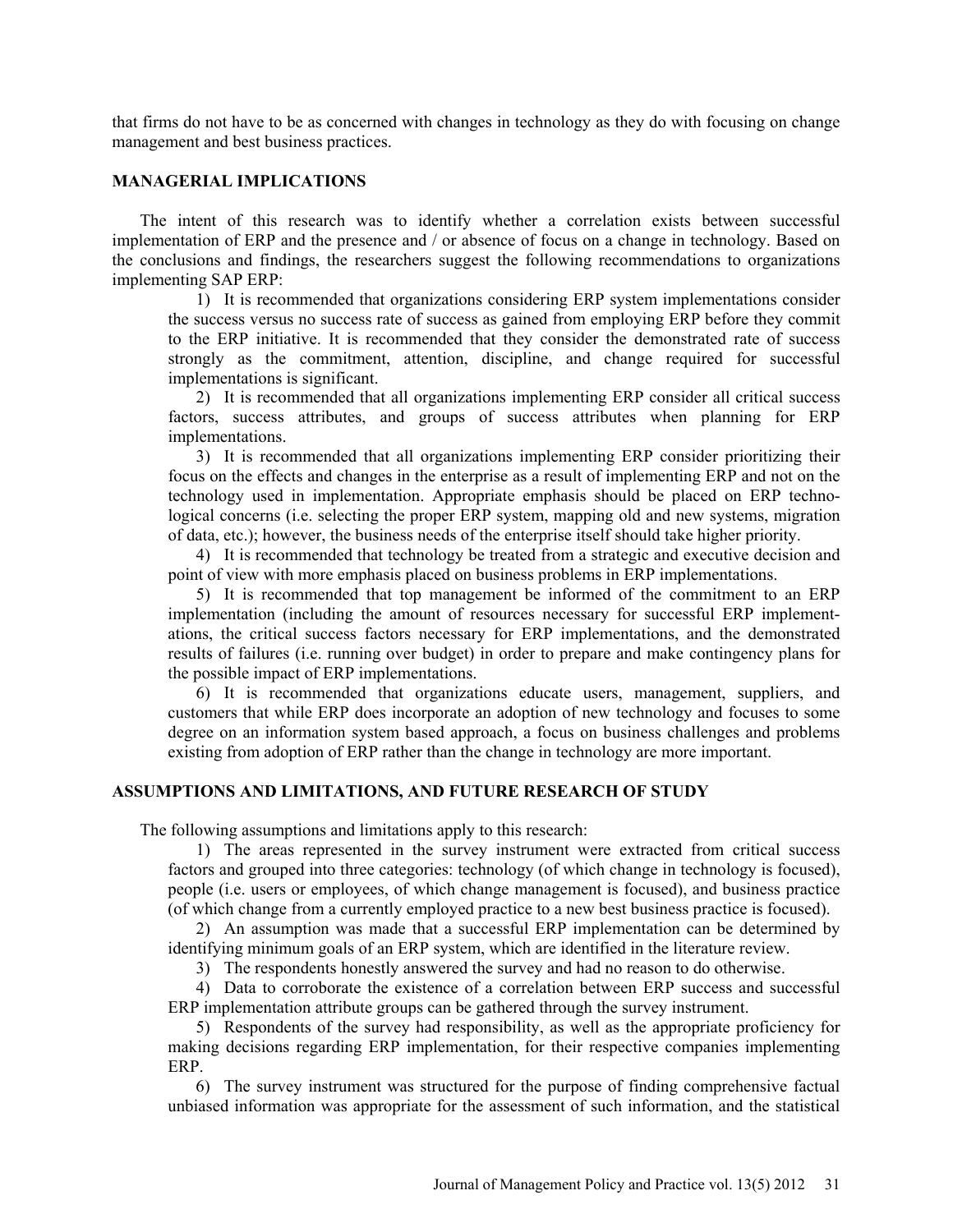that firms do not have to be as concerned with changes in technology as they do with focusing on change management and best business practices.

## MANAGERIAL IMPLICATIONS

The intent of this research was to identify whether a correlation exists between successful implementation of ERP and the presence and / or absence of focus on a change in technology. Based on the conclusions and findings, the researchers suggest the following recommendations to organizations implementing SAP ERP:

1) It is recommended that organizations considering ERP system implementations consider the success versus no success rate of success as gained from employing ERP before they commit to the ERP initiative. It is recommended that they consider the demonstrated rate of success strongly as the commitment, attention, discipline, and change required for successful implementations is significant.

2) It is recommended that all organizations implementing ERP consider all critical success factors, success attributes, and groups of success attributes when planning for ERP implementations.

3) It is recommended that all organizations implementing ERP consider prioritizing their focus on the effects and changes in the enterprise as a result of implementing ERP and not on the technology used in implementation. Appropriate emphasis should be placed on ERP technological concerns (i.e. selecting the proper ERP system, mapping old and new systems, migration of data, etc.); however, the business needs of the enterprise itself should take higher priority.

4) It is recommended that technology be treated from a strategic and executive decision and point of view with more emphasis placed on business problems in ERP implementations.

5) It is recommended that top management be informed of the commitment to an ERP implementation (including the amount of resources necessary for successful ERP implementations, the critical success factors necessary for ERP implementations, and the demonstrated results of failures (i.e. running over budget) in order to prepare and make contingency plans for the possible impact of ERP implementations.

6) It is recommended that organizations educate users, management, suppliers, and customers that while ERP does incorporate an adoption of new technology and focuses to some degree on an information system based approach, a focus on business challenges and problems existing from adoption of ERP rather than the change in technology are more important.

## ASSUMPTIONS AND LIMITATIONS, AND FUTURE RESEARCH OF STUDY

The following assumptions and limitations apply to this research:

1) The areas represented in the survey instrument were extracted from critical success factors and grouped into three categories: technology (of which change in technology is focused), people (i.e. users or employees, of which change management is focused), and business practice (of which change from a currently employed practice to a new best business practice is focused).

2) An assumption was made that a successful ERP implementation can be determined by identifying minimum goals of an ERP system, which are identified in the literature review.

3) The respondents honestly answered the survey and had no reason to do otherwise.

4) Data to corroborate the existence of a correlation between ERP success and successful ERP implementation attribute groups can be gathered through the survey instrument.

5) Respondents of the survey had responsibility, as well as the appropriate proficiency for making decisions regarding ERP implementation, for their respective companies implementing ERP.

6) The survey instrument was structured for the purpose of finding comprehensive factual unbiased information was appropriate for the assessment of such information, and the statistical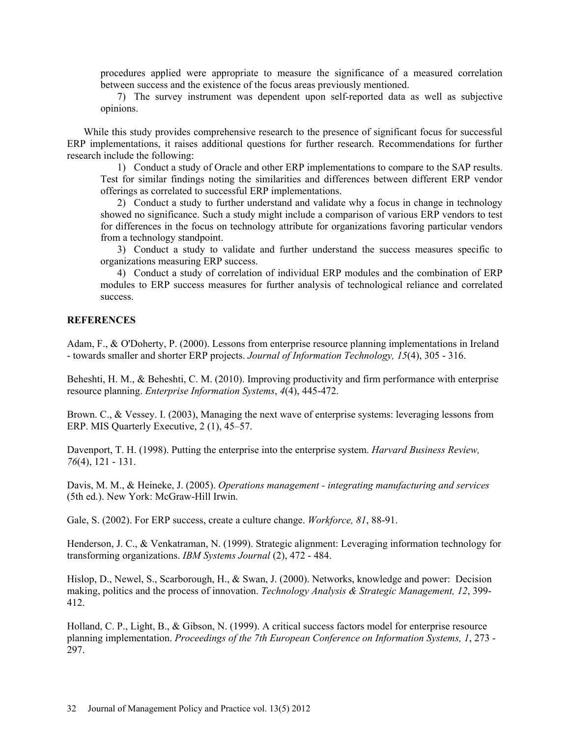procedures applied were appropriate to measure the significance of a measured correlation between success and the existence of the focus areas previously mentioned.

7) The survey instrument was dependent upon self-reported data as well as subjective opinions.

While this study provides comprehensive research to the presence of significant focus for successful ERP implementations, it raises additional questions for further research. Recommendations for further research include the following:

1) Conduct a study of Oracle and other ERP implementations to compare to the SAP results. Test for similar findings noting the similarities and differences between different ERP vendor offerings as correlated to successful ERP implementations.

2) Conduct a study to further understand and validate why a focus in change in technology showed no significance. Such a study might include a comparison of various ERP vendors to test for differences in the focus on technology attribute for organizations favoring particular vendors from a technology standpoint.

3) Conduct a study to validate and further understand the success measures specific to organizations measuring ERP success.

4) Conduct a study of correlation of individual ERP modules and the combination of ERP modules to ERP success measures for further analysis of technological reliance and correlated success.

## REFERENCES

Adam, F., & O'Doherty, P. (2000). Lessons from enterprise resource planning implementations in Ireland - towards smaller and shorter ERP projects. *Journal of Information Technology, 15*(4), 305 - 316.

Beheshti, H. M., & Beheshti, C. M. (2010). Improving productivity and firm performance with enterprise resource planning. *Enterprise Information Systems*, *4*(4), 445-472.

Brown. C., & Vessey. I. (2003), Managing the next wave of enterprise systems: leveraging lessons from ERP. MIS Quarterly Executive, 2 (1), 45–57.

Davenport, T. H. (1998). Putting the enterprise into the enterprise system. *Harvard Business Review, 76*(4), 121 - 131.

Davis, M. M., & Heineke, J. (2005). *Operations management - integrating manufacturing and services* (5th ed.). New York: McGraw-Hill Irwin.

Gale, S. (2002). For ERP success, create a culture change. *Workforce, 81*, 88-91.

Henderson, J. C., & Venkatraman, N. (1999). Strategic alignment: Leveraging information technology for transforming organizations. *IBM Systems Journal* (2), 472 - 484.

Hislop, D., Newel, S., Scarborough, H., & Swan, J. (2000). Networks, knowledge and power: Decision making, politics and the process of innovation. *Technology Analysis & Strategic Management, 12*, 399-412.

Holland, C. P., Light, B., & Gibson, N. (1999). A critical success factors model for enterprise resource planning implementation. *Proceedings of the 7th European Conference on Information Systems, 1*, 273 - 297.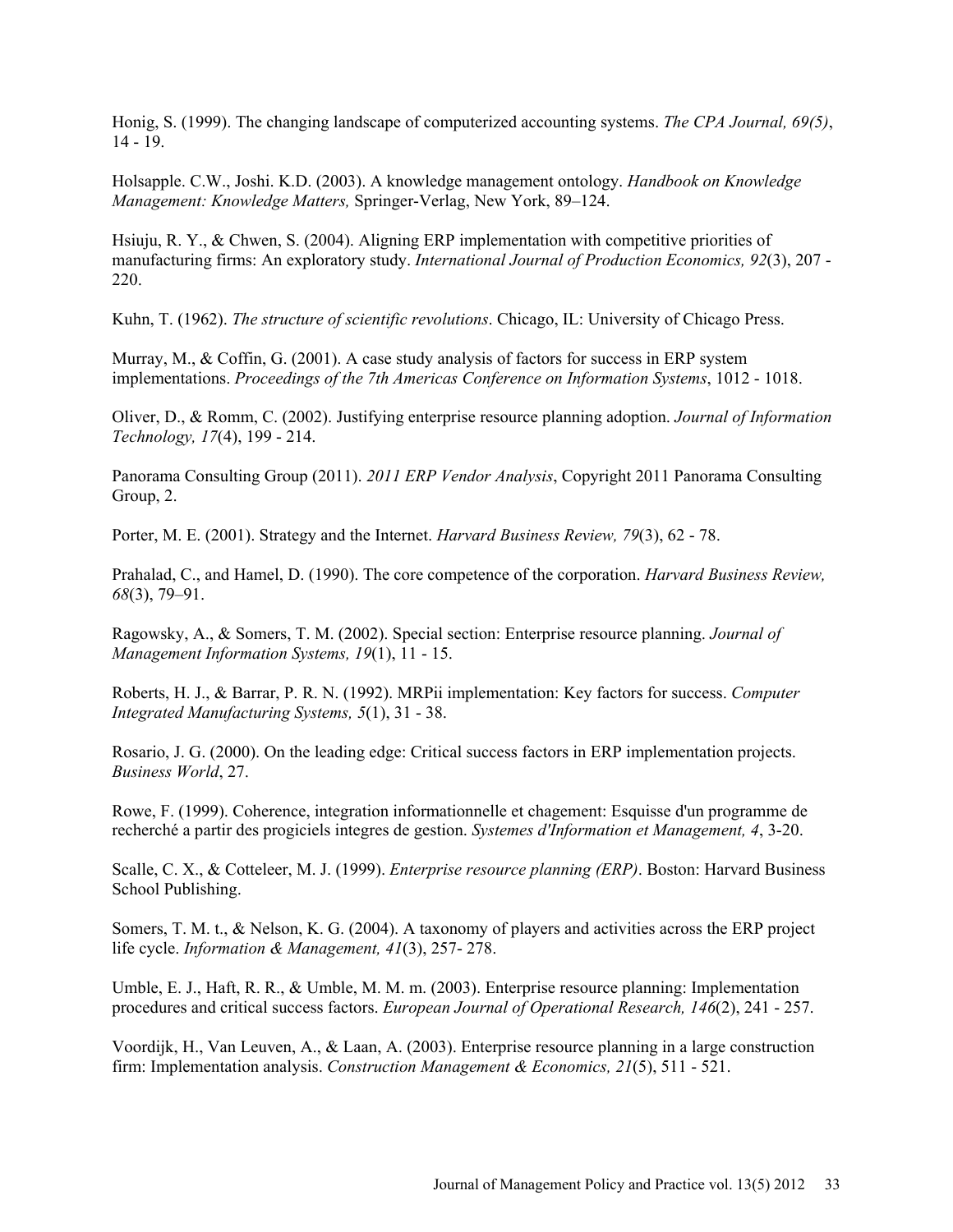Honig, S. (1999). The changing landscape of computerized accounting systems. *The CPA Journal, 69(5)*, 14 - 19.

Holsapple. C.W., Joshi. K.D. (2003). A knowledge management ontology. *Handbook on Knowledge Management: Knowledge Matters,* Springer-Verlag, New York, 89–124.

Hsiuju, R. Y., & Chwen, S. (2004). Aligning ERP implementation with competitive priorities of manufacturing firms: An exploratory study. *International Journal of Production Economics, 92*(3), 207 - 220.

Kuhn, T. (1962). *The structure of scientific revolutions*. Chicago, IL: University of Chicago Press.

Murray, M., & Coffin, G. (2001). A case study analysis of factors for success in ERP system implementations. *Proceedings of the 7th Americas Conference on Information Systems*, 1012 - 1018.

Oliver, D., & Romm, C. (2002). Justifying enterprise resource planning adoption. *Journal of Information Technology, 17*(4), 199 - 214.

Panorama Consulting Group (2011). *2011 ERP Vendor Analysis*, Copyright 2011 Panorama Consulting Group, 2.

Porter, M. E. (2001). Strategy and the Internet. *Harvard Business Review, 79*(3), 62 - 78.

Prahalad, C., and Hamel, D. (1990). The core competence of the corporation. *Harvard Business Review, 68*(3), 79–91.

Ragowsky, A., & Somers, T. M. (2002). Special section: Enterprise resource planning. *Journal of Management Information Systems, 19*(1), 11 - 15.

Roberts, H. J., & Barrar, P. R. N. (1992). MRPii implementation: Key factors for success. *Computer Integrated Manufacturing Systems, 5*(1), 31 - 38.

Rosario, J. G. (2000). On the leading edge: Critical success factors in ERP implementation projects. *Business World*, 27.

Rowe, F. (1999). Coherence, integration informationnelle et chagement: Esquisse d'un programme de recherché a partir des progiciels integres de gestion. *Systemes d'Information et Management, 4*, 3-20.

Scalle, C. X., & Cotteleer, M. J. (1999). *Enterprise resource planning (ERP)*. Boston: Harvard Business School Publishing.

Somers, T. M. t., & Nelson, K. G. (2004). A taxonomy of players and activities across the ERP project life cycle. *Information & Management, 41*(3), 257- 278.

Umble, E. J., Haft, R. R., & Umble, M. M. m. (2003). Enterprise resource planning: Implementation procedures and critical success factors. *European Journal of Operational Research, 146*(2), 241 - 257.

Voordijk, H., Van Leuven, A., & Laan, A. (2003). Enterprise resource planning in a large construction firm: Implementation analysis. *Construction Management & Economics, 21*(5), 511 - 521.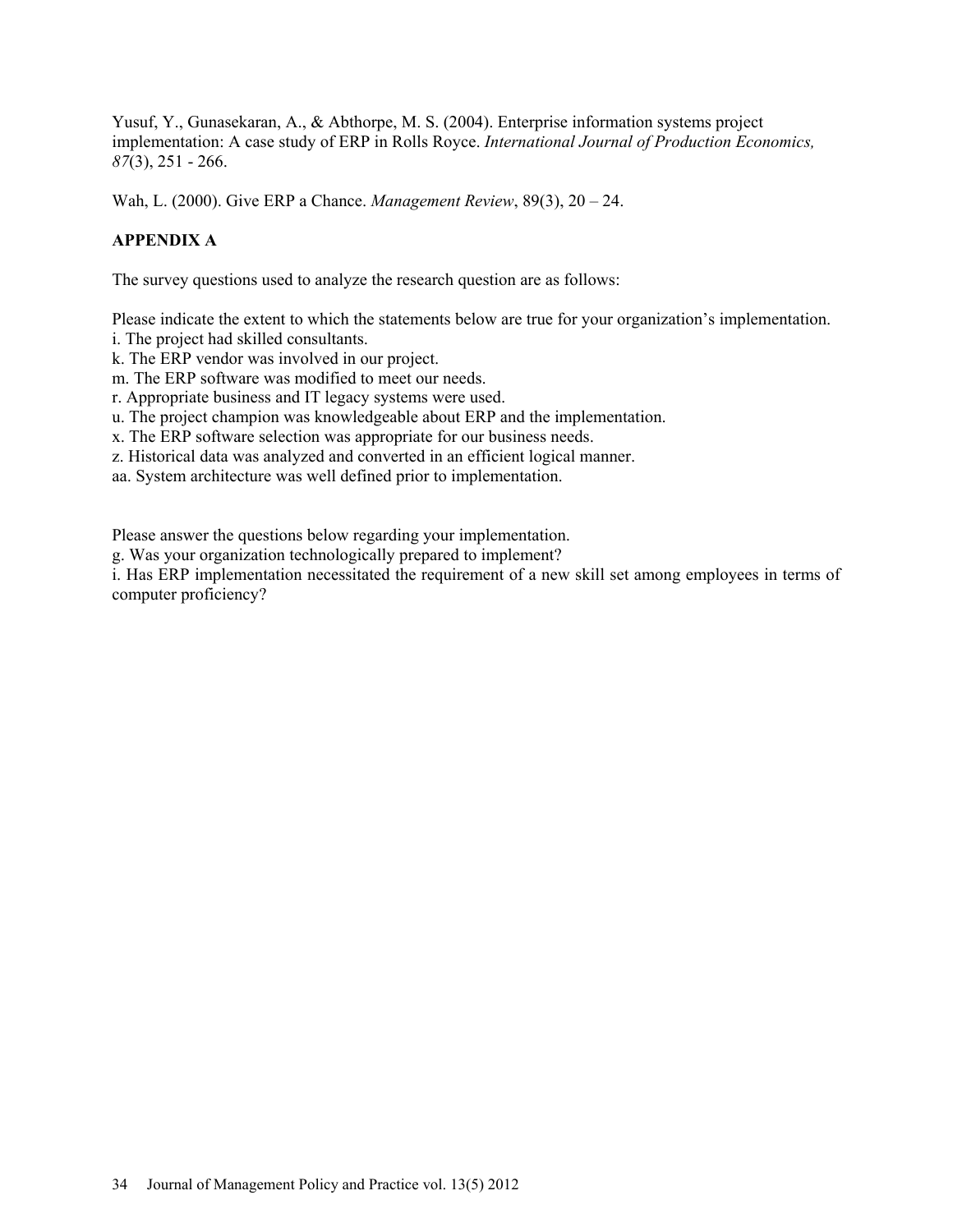Yusuf, Y., Gunasekaran, A., & Abthorpe, M. S. (2004). Enterprise information systems project implementation: A case study of ERP in Rolls Royce. *International Journal of Production Economics, 87*(3), 251 - 266.

Wah, L. (2000). Give ERP a Chance. *Management Review*, 89(3), 20 – 24.

**APPENDIX A**

The survey questions used to analyze the research question are as follows:

Please indicate the extent to which the statements below are true for your organization's implementation.
i. The project had skilled consultants.
k. The ERP vendor was involved in our project.
m. The ERP software was modified to meet our needs.
r. Appropriate business and IT legacy systems were used.
u. The project champion was knowledgeable about ERP and the implementation.
x. The ERP software selection was appropriate for our business needs.
z. Historical data was analyzed and converted in an efficient logical manner.
aa. System architecture was well defined prior to implementation.

Please answer the questions below regarding your implementation.
g. Was your organization technologically prepared to implement?
i. Has ERP implementation necessitated the requirement of a new skill set among employees in terms of computer proficiency?